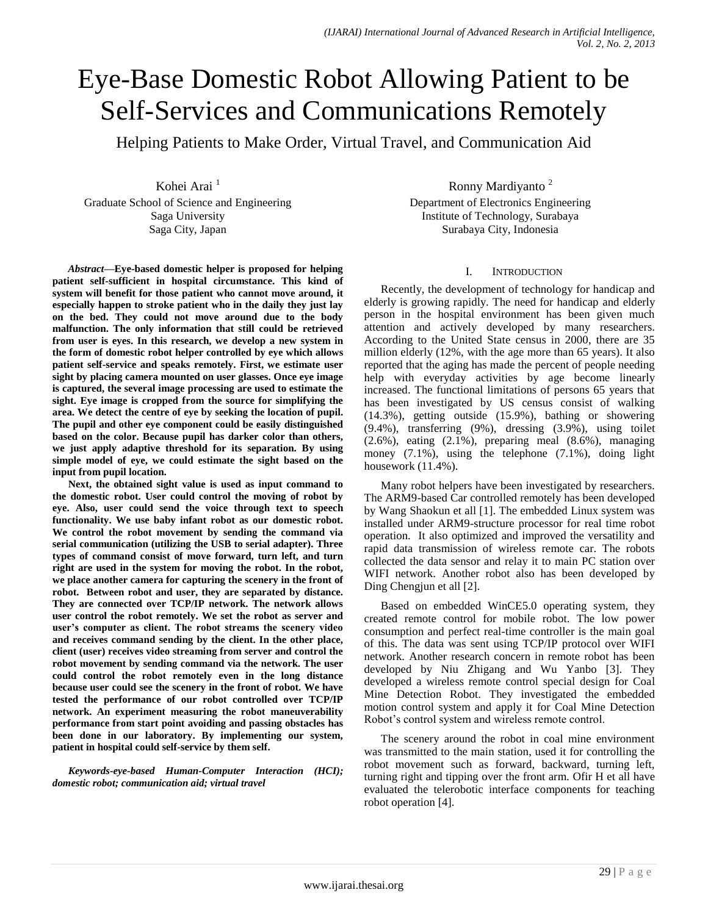# Eye-Base Domestic Robot Allowing Patient to be Self-Services and Communications Remotely

## Helping Patients to Make Order, Virtual Travel, and Communication Aid

Kohei Arai [1]
Graduate School of Science and Engineering
Saga University
Saga City, Japan

Ronny Mardiyanto [2]
Department of Electronics Engineering
Institute of Technology, Surabaya
Surabaya City, Indonesia

***Abstract*—Eye-based domestic helper is proposed for helping patient self-sufficient in hospital circumstance. This kind of system will benefit for those patient who cannot move around, it especially happen to stroke patient who in the daily they just lay on the bed. They could not move around due to the body malfunction. The only information that still could be retrieved from user is eyes. In this research, we develop a new system in the form of domestic robot helper controlled by eye which allows patient self-service and speaks remotely. First, we estimate user sight by placing camera mounted on user glasses. Once eye image is captured, the several image processing are used to estimate the sight. Eye image is cropped from the source for simplifying the area. We detect the centre of eye by seeking the location of pupil. The pupil and other eye component could be easily distinguished based on the color. Because pupil has darker color than others, we just apply adaptive threshold for its separation. By using simple model of eye, we could estimate the sight based on the input from pupil location.**

**Next, the obtained sight value is used as input command to the domestic robot. User could control the moving of robot by eye. Also, user could send the voice through text to speech functionality. We use baby infant robot as our domestic robot. We control the robot movement by sending the command via serial communication (utilizing the USB to serial adapter). Three types of command consist of move forward, turn left, and turn right are used in the system for moving the robot. In the robot, we place another camera for capturing the scenery in the front of robot. Between robot and user, they are separated by distance. They are connected over TCP/IP network. The network allows user control the robot remotely. We set the robot as server and user's computer as client. The robot streams the scenery video and receives command sending by the client. In the other place, client (user) receives video streaming from server and control the robot movement by sending command via the network. The user could control the robot remotely even in the long distance because user could see the scenery in the front of robot. We have tested the performance of our robot controlled over TCP/IP network. An experiment measuring the robot maneuverability performance from start point avoiding and passing obstacles has been done in our laboratory. By implementing our system, patient in hospital could self-service by them self.**

***Keywords-eye-based Human-Computer Interaction (HCI); domestic robot; communication aid; virtual travel***

## I. Introduction

Recently, the development of technology for handicap and elderly is growing rapidly. The need for handicap and elderly person in the hospital environment has been given much attention and actively developed by many researchers. According to the United State census in 2000, there are 35 million elderly (12%, with the age more than 65 years). It also reported that the aging has made the percent of people needing help with everyday activities by age become linearly increased. The functional limitations of persons 65 years that has been investigated by US census consist of walking (14.3%), getting outside (15.9%), bathing or showering (9.4%), transferring (9%), dressing (3.9%), using toilet (2.6%), eating (2.1%), preparing meal (8.6%), managing money (7.1%), using the telephone (7.1%), doing light housework (11.4%).

Many robot helpers have been investigated by researchers. The ARM9-based Car controlled remotely has been developed by Wang Shaokun et all [1]. The embedded Linux system was installed under ARM9-structure processor for real time robot operation. It also optimized and improved the versatility and rapid data transmission of wireless remote car. The robots collected the data sensor and relay it to main PC station over WIFI network. Another robot also has been developed by Ding Chengjun et all [2].

Based on embedded WinCE5.0 operating system, they created remote control for mobile robot. The low power consumption and perfect real-time controller is the main goal of this. The data was sent using TCP/IP protocol over WIFI network. Another research concern in remote robot has been developed by Niu Zhigang and Wu Yanbo [3]. They developed a wireless remote control special design for Coal Mine Detection Robot. They investigated the embedded motion control system and apply it for Coal Mine Detection Robot's control system and wireless remote control.

The scenery around the robot in coal mine environment was transmitted to the main station, used it for controlling the robot movement such as forward, backward, turning left, turning right and tipping over the front arm. Ofir H et all have evaluated the telerobotic interface components for teaching robot operation [4].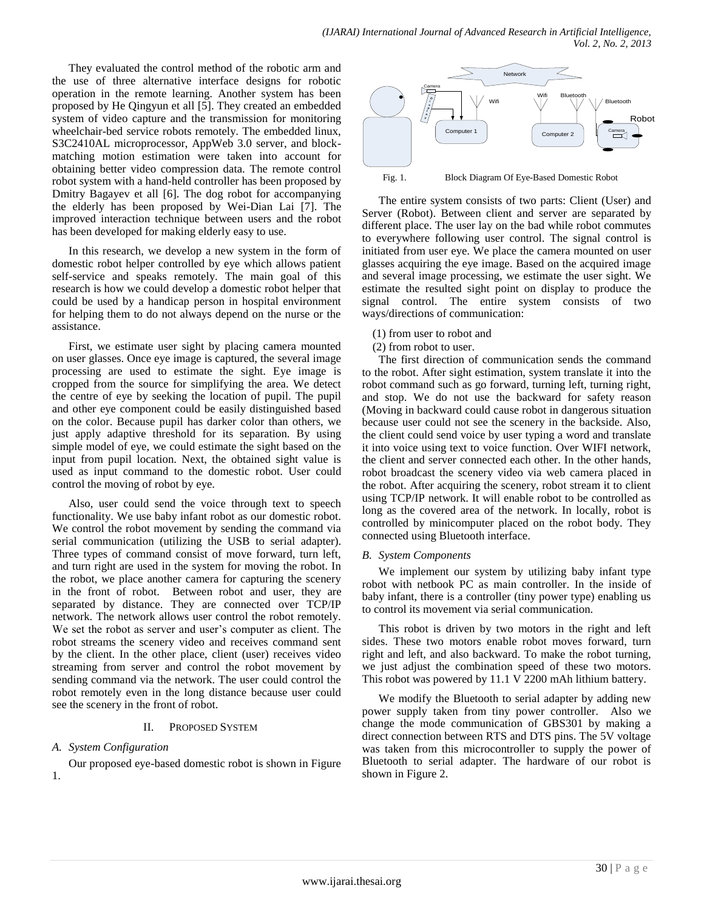They evaluated the control method of the robotic arm and the use of three alternative interface designs for robotic operation in the remote learning. Another system has been proposed by He Qingyun et all [5]. They created an embedded system of video capture and the transmission for monitoring wheelchair-bed service robots remotely. The embedded linux, S3C2410AL microprocessor, AppWeb 3.0 server, and block-matching motion estimation were taken into account for obtaining better video compression data. The remote control robot system with a hand-held controller has been proposed by Dmitry Bagayev et all [6]. The dog robot for accompanying the elderly has been proposed by Wei-Dian Lai [7]. The improved interaction technique between users and the robot has been developed for making elderly easy to use.

In this research, we develop a new system in the form of domestic robot helper controlled by eye which allows patient self-service and speaks remotely. The main goal of this research is how we could develop a domestic robot helper that could be used by a handicap person in hospital environment for helping them to do not always depend on the nurse or the assistance.

First, we estimate user sight by placing camera mounted on user glasses. Once eye image is captured, the several image processing are used to estimate the sight. Eye image is cropped from the source for simplifying the area. We detect the centre of eye by seeking the location of pupil. The pupil and other eye component could be easily distinguished based on the color. Because pupil has darker color than others, we just apply adaptive threshold for its separation. By using simple model of eye, we could estimate the sight based on the input from pupil location. Next, the obtained sight value is used as input command to the domestic robot. User could control the moving of robot by eye.

Also, user could send the voice through text to speech functionality. We use baby infant robot as our domestic robot. We control the robot movement by sending the command via serial communication (utilizing the USB to serial adapter). Three types of command consist of move forward, turn left, and turn right are used in the system for moving the robot. In the robot, we place another camera for capturing the scenery in the front of robot. Between robot and user, they are separated by distance. They are connected over TCP/IP network. The network allows user control the robot remotely. We set the robot as server and user's computer as client. The robot streams the scenery video and receives command sent by the client. In the other place, client (user) receives video streaming from server and control the robot movement by sending command via the network. The user could control the robot remotely even in the long distance because user could see the scenery in the front of robot.

## II. Proposed System

### A. System Configuration

Our proposed eye-based domestic robot is shown in Figure 1.

Network
Camera
Display
Wifi
Computer 1
Wifi
Bluetooth
Computer 2
Bluetooth
Robot
Camera

Fig. 1. Block Diagram Of Eye-Based Domestic Robot

The entire system consists of two parts: Client (User) and Server (Robot). Between client and server are separated by different place. The user lay on the bad while robot commutes to everywhere following user control. The signal control is initiated from user eye. We place the camera mounted on user glasses acquiring the eye image. Based on the acquired image and several image processing, we estimate the user sight. We estimate the resulted sight point on display to produce the signal control. The entire system consists of two ways/directions of communication:

(1) from user to robot and
(2) from robot to user.

The first direction of communication sends the command to the robot. After sight estimation, system translate it into the robot command such as go forward, turning left, turning right, and stop. We do not use the backward for safety reason (Moving in backward could cause robot in dangerous situation because user could not see the scenery in the backside. Also, the client could send voice by user typing a word and translate it into voice using text to voice function. Over WIFI network, the client and server connected each other. In the other hands, robot broadcast the scenery video via web camera placed in the robot. After acquiring the scenery, robot stream it to client using TCP/IP network. It will enable robot to be controlled as long as the covered area of the network. In locally, robot is controlled by minicomputer placed on the robot body. They connected using Bluetooth interface.

### B. System Components

We implement our system by utilizing baby infant type robot with netbook PC as main controller. In the inside of baby infant, there is a controller (tiny power type) enabling us to control its movement via serial communication.

This robot is driven by two motors in the right and left sides. These two motors enable robot moves forward, turn right and left, and also backward. To make the robot turning, we just adjust the combination speed of these two motors. This robot was powered by 11.1 V 2200 mAh lithium battery.

We modify the Bluetooth to serial adapter by adding new power supply taken from tiny power controller. Also we change the mode communication of GBS301 by making a direct connection between RTS and DTS pins. The 5V voltage was taken from this microcontroller to supply the power of Bluetooth to serial adapter. The hardware of our robot is shown in Figure 2.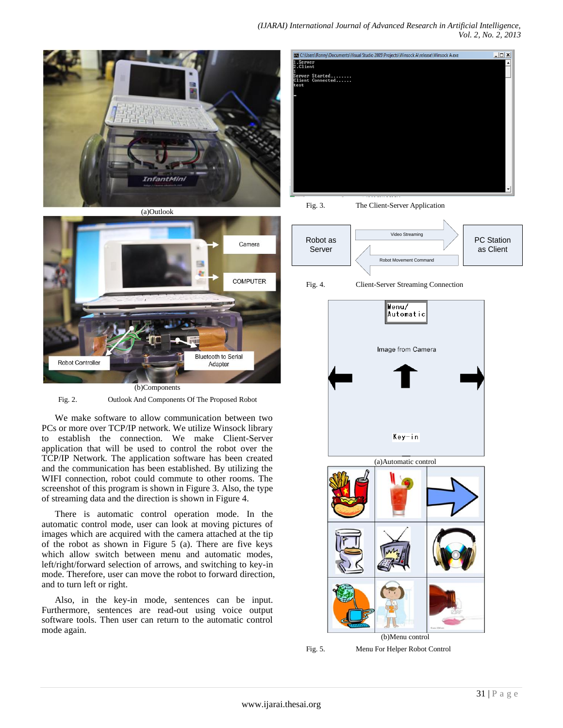(a)Outlook

Camera

COMPUTER

Robot Controller

Bluetooth to Serial Adapter

(b)Components

Fig. 2. Outlook And Components Of The Proposed Robot

We make software to allow communication between two PCs or more over TCP/IP network. We utilize Winsock library to establish the connection. We make Client-Server application that will be used to control the robot over the TCP/IP Network. The application software has been created and the communication has been established. By utilizing the WIFI connection, robot could commute to other rooms. The screenshot of this program is shown in Figure 3. Also, the type of streaming data and the direction is shown in Figure 4.

There is automatic control operation mode. In the automatic control mode, user can look at moving pictures of images which are acquired with the camera attached at the tip of the robot as shown in Figure 5 (a). There are five keys which allow switch between menu and automatic modes, left/right/forward selection of arrows, and switching to key-in mode. Therefore, user can move the robot to forward direction, and to turn left or right.

Also, in the key-in mode, sentences can be input. Furthermore, sentences are read-out using voice output software tools. Then user can return to the automatic control mode again.

```
C:\Users\Ronny\Documents\Visual Studio 2005\Projects\Winsock A\release\Winsock A.exe
1.Server
2.Client
1
Server Started........
Client Connected......
test
```

Fig. 3. The Client-Server Application

Robot as Server

Video Streaming

Robot Movement Command

PC Station as Client

Fig. 4. Client-Server Streaming Connection

Menu/ Automatic

Image from Camera

Key-in

(a)Automatic control

(b)Menu control

Fig. 5. Menu For Helper Robot Control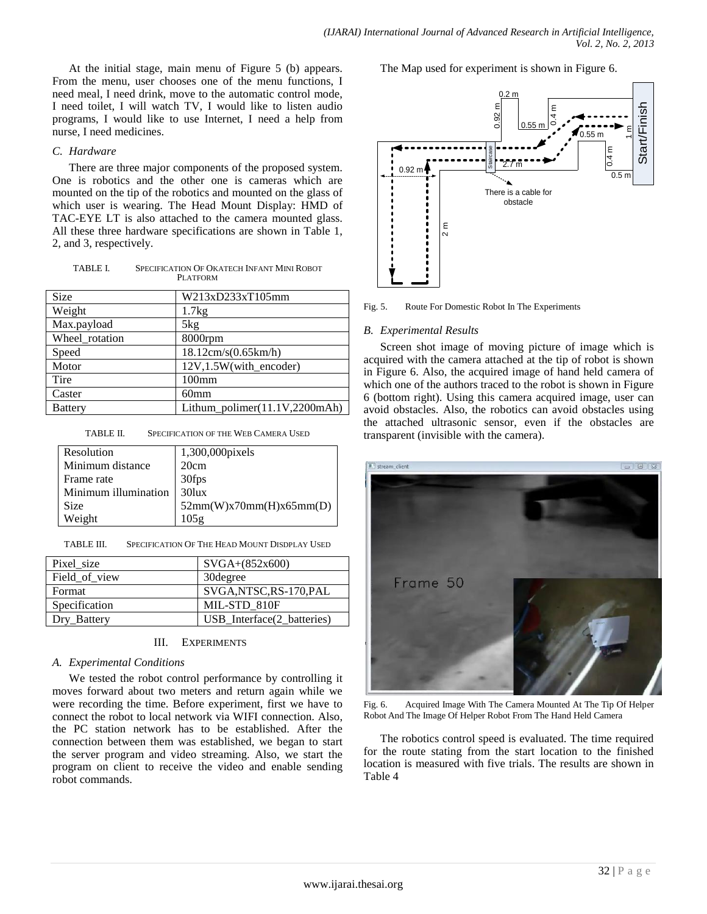At the initial stage, main menu of Figure 5 (b) appears. From the menu, user chooses one of the menu functions, I need meal, I need drink, move to the automatic control mode, I need toilet, I will watch TV, I would like to listen audio programs, I would like to use Internet, I need a help from nurse, I need medicines.

### C. Hardware

There are three major components of the proposed system. One is robotics and the other one is cameras which are mounted on the tip of the robotics and mounted on the glass of which user is wearing. The Head Mount Display: HMD of TAC-EYE LT is also attached to the camera mounted glass. All these three hardware specifications are shown in Table 1, 2, and 3, respectively.

TABLE I. SPECIFICATION OF OKATECH INFANT MINI ROBOT PLATFORM

| | |
|---|---|
| Size | W213xD233xT105mm |
| Weight | 1.7kg |
| Max.payload | 5kg |
| Wheel_rotation | 8000rpm |
| Speed | 18.12cm/s(0.65km/h) |
| Motor | 12V,1.5W(with_encoder) |
| Tire | 100mm |
| Caster | 60mm |
| Battery | Lithum_polimer(11.1V,2200mAh) |

TABLE II. SPECIFICATION OF THE WEB CAMERA USED

| | |
|---|---|
| Resolution | 1,300,000pixels |
| Minimum distance | 20cm |
| Frame rate | 30fps |
| Minimum illumination | 30lux |
| Size | 52mm(W)x70mm(H)x65mm(D) |
| Weight | 105g |

TABLE III. SPECIFICATION OF THE HEAD MOUNT DISDPLAY USED

| | |
|---|---|
| Pixel_size | SVGA+(852x600) |
| Field_of_view | 30degree |
| Format | SVGA,NTSC,RS-170,PAL |
| Specification | MIL-STD_810F |
| Dry_Battery | USB_Interface(2_batteries) |

## III. EXPERIMENTS

### A. Experimental Conditions

We tested the robot control performance by controlling it moves forward about two meters and return again while we were recording the time. Before experiment, first we have to connect the robot to local network via WIFI connection. Also, the PC station network has to be established. After the connection between them was established, we began to start the server program and video streaming. Also, we start the program on client to receive the video and enable sending robot commands.

The Map used for experiment is shown in Figure 6.

0.2 m
0.92 m
0.55 m
0.4 m
0.55 m
1 m
Start/Finish
Staircase
2.7 m
0.4 m
0.5 m
0.92 m
There is a cable for obstacle
2 m

Fig. 5. Route For Domestic Robot In The Experiments

### B. Experimental Results

Screen shot image of moving picture of image which is acquired with the camera attached at the tip of robot is shown in Figure 6. Also, the acquired image of hand held camera of which one of the authors traced to the robot is shown in Figure 6 (bottom right). Using this camera acquired image, user can avoid obstacles. Also, the robotics can avoid obstacles using the attached ultrasonic sensor, even if the obstacles are transparent (invisible with the camera).

stream_client
Frame 50

Fig. 6. Acquired Image With The Camera Mounted At The Tip Of Helper Robot And The Image Of Helper Robot From The Hand Held Camera

The robotics control speed is evaluated. The time required for the route stating from the start location to the finished location is measured with five trials. The results are shown in Table 4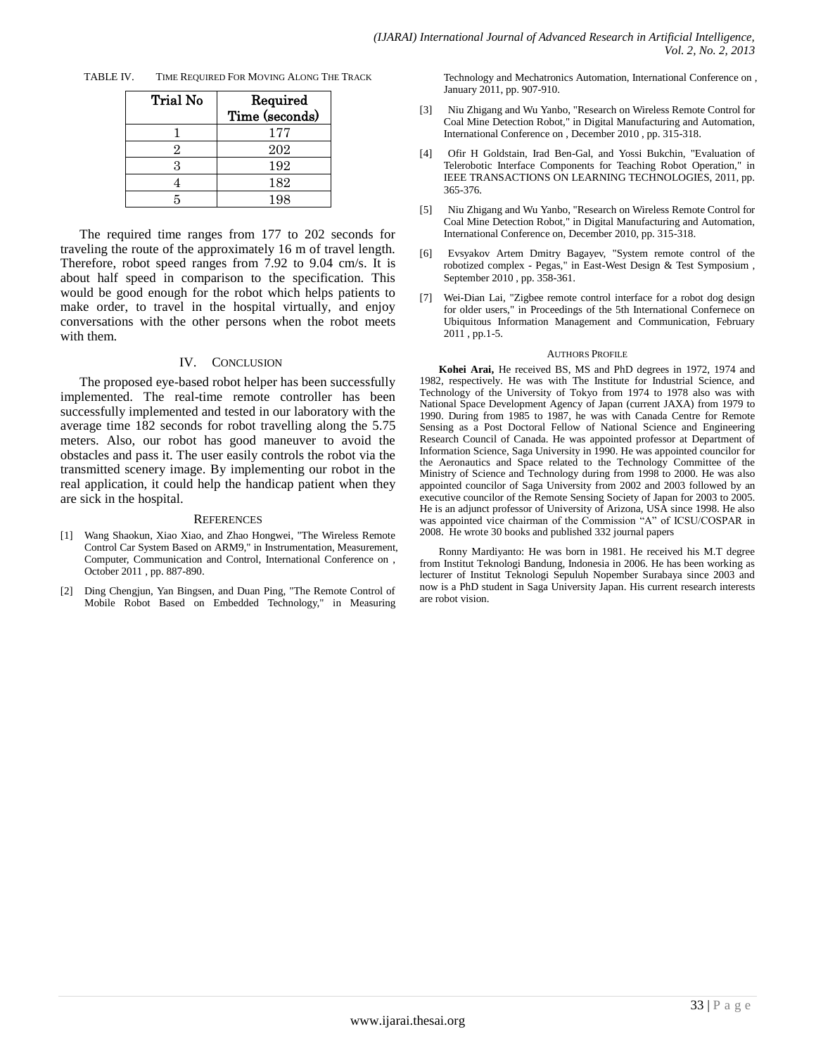TABLE IV. TIME REQUIRED FOR MOVING ALONG THE TRACK

| Trial No | Required Time (seconds) |
|---|---|
| 1 | 177 |
| 2 | 202 |
| 3 | 192 |
| 4 | 182 |
| 5 | 198 |

The required time ranges from 177 to 202 seconds for traveling the route of the approximately 16 m of travel length. Therefore, robot speed ranges from 7.92 to 9.04 cm/s. It is about half speed in comparison to the specification. This would be good enough for the robot which helps patients to make order, to travel in the hospital virtually, and enjoy conversations with the other persons when the robot meets with them.

## IV. CONCLUSION

The proposed eye-based robot helper has been successfully implemented. The real-time remote controller has been successfully implemented and tested in our laboratory with the average time 182 seconds for robot travelling along the 5.75 meters. Also, our robot has good maneuver to avoid the obstacles and pass it. The user easily controls the robot via the transmitted scenery image. By implementing our robot in the real application, it could help the handicap patient when they are sick in the hospital.

## REFERENCES

[1] Wang Shaokun, Xiao Xiao, and Zhao Hongwei, "The Wireless Remote Control Car System Based on ARM9," in Instrumentation, Measurement, Computer, Communication and Control, International Conference on , October 2011 , pp. 887-890.

[2] Ding Chengjun, Yan Bingsen, and Duan Ping, "The Remote Control of Mobile Robot Based on Embedded Technology," in Measuring Technology and Mechatronics Automation, International Conference on , January 2011, pp. 907-910.

[3] Niu Zhigang and Wu Yanbo, "Research on Wireless Remote Control for Coal Mine Detection Robot," in Digital Manufacturing and Automation, International Conference on , December 2010 , pp. 315-318.

[4] Ofir H Goldstain, Irad Ben-Gal, and Yossi Bukchin, "Evaluation of Telerobotic Interface Components for Teaching Robot Operation," in IEEE TRANSACTIONS ON LEARNING TECHNOLOGIES, 2011, pp. 365-376.

[5] Niu Zhigang and Wu Yanbo, "Research on Wireless Remote Control for Coal Mine Detection Robot," in Digital Manufacturing and Automation, International Conference on, December 2010, pp. 315-318.

[6] Evsyakov Artem Dmitry Bagayev, "System remote control of the robotized complex - Pegas," in East-West Design & Test Symposium , September 2010 , pp. 358-361.

[7] Wei-Dian Lai, "Zigbee remote control interface for a robot dog design for older users," in Proceedings of the 5th International Confernece on Ubiquitous Information Management and Communication, February 2011 , pp.1-5.

### AUTHORS PROFILE

**Kohei Arai,** He received BS, MS and PhD degrees in 1972, 1974 and 1982, respectively. He was with The Institute for Industrial Science, and Technology of the University of Tokyo from 1974 to 1978 also was with National Space Development Agency of Japan (current JAXA) from 1979 to 1990. During from 1985 to 1987, he was with Canada Centre for Remote Sensing as a Post Doctoral Fellow of National Science and Engineering Research Council of Canada. He was appointed professor at Department of Information Science, Saga University in 1990. He was appointed councilor for the Aeronautics and Space related to the Technology Committee of the Ministry of Science and Technology during from 1998 to 2000. He was also appointed councilor of Saga University from 2002 and 2003 followed by an executive councilor of the Remote Sensing Society of Japan for 2003 to 2005. He is an adjunct professor of University of Arizona, USA since 1998. He also was appointed vice chairman of the Commission "A" of ICSU/COSPAR in 2008. He wrote 30 books and published 332 journal papers

Ronny Mardiyanto: He was born in 1981. He received his M.T degree from Institut Teknologi Bandung, Indonesia in 2006. He has been working as lecturer of Institut Teknologi Sepuluh Nopember Surabaya since 2003 and now is a PhD student in Saga University Japan. His current research interests are robot vision.